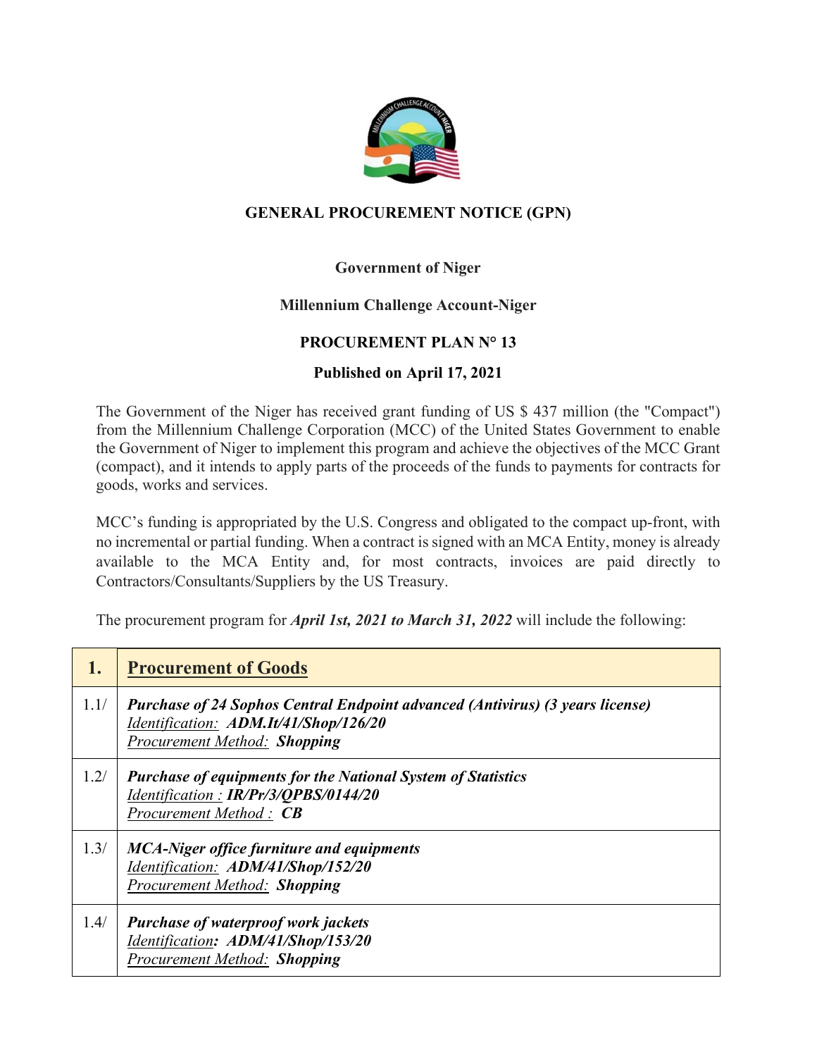**GENERAL PROCUREMENT NOTICE (GPN)**

**Government of Niger**

**Millennium Challenge Account-Niger**

**PROCUREMENT PLAN N° 13**

**Published on April 17, 2021**

The Government of the Niger has received grant funding of US $ 437 million (the "Compact") from the Millennium Challenge Corporation (MCC) of the United States Government to enable the Government of Niger to implement this program and achieve the objectives of the MCC Grant (compact), and it intends to apply parts of the proceeds of the funds to payments for contracts for goods, works and services.

MCC's funding is appropriated by the U.S. Congress and obligated to the compact up-front, with no incremental or partial funding. When a contract is signed with an MCA Entity, money is already available to the MCA Entity and, for most contracts, invoices are paid directly to Contractors/Consultants/Suppliers by the US Treasury.

The procurement program for ***April 1st, 2021 to March 31, 2022*** will include the following:

| **1.** | **Procurement of Goods** |
|---|---|
| 1.1/ | ***Purchase of 24 Sophos Central Endpoint advanced (Antivirus) (3 years license)***<br>*Identification:* ***ADM.It/41/Shop/126/20***<br>*Procurement Method:* ***Shopping*** |
| 1.2/ | ***Purchase of equipments for the National System of Statistics***<br>*Identification :* ***IR/Pr/3/QPBS/0144/20***<br>*Procurement Method :* ***CB*** |
| 1.3/ | ***MCA-Niger office furniture and equipments***<br>*Identification:* ***ADM/41/Shop/152/20***<br>*Procurement Method:* ***Shopping*** |
| 1.4/ | ***Purchase of waterproof work jackets***<br>*Identification****:*** ***ADM/41/Shop/153/20***<br>*Procurement Method:* ***Shopping*** |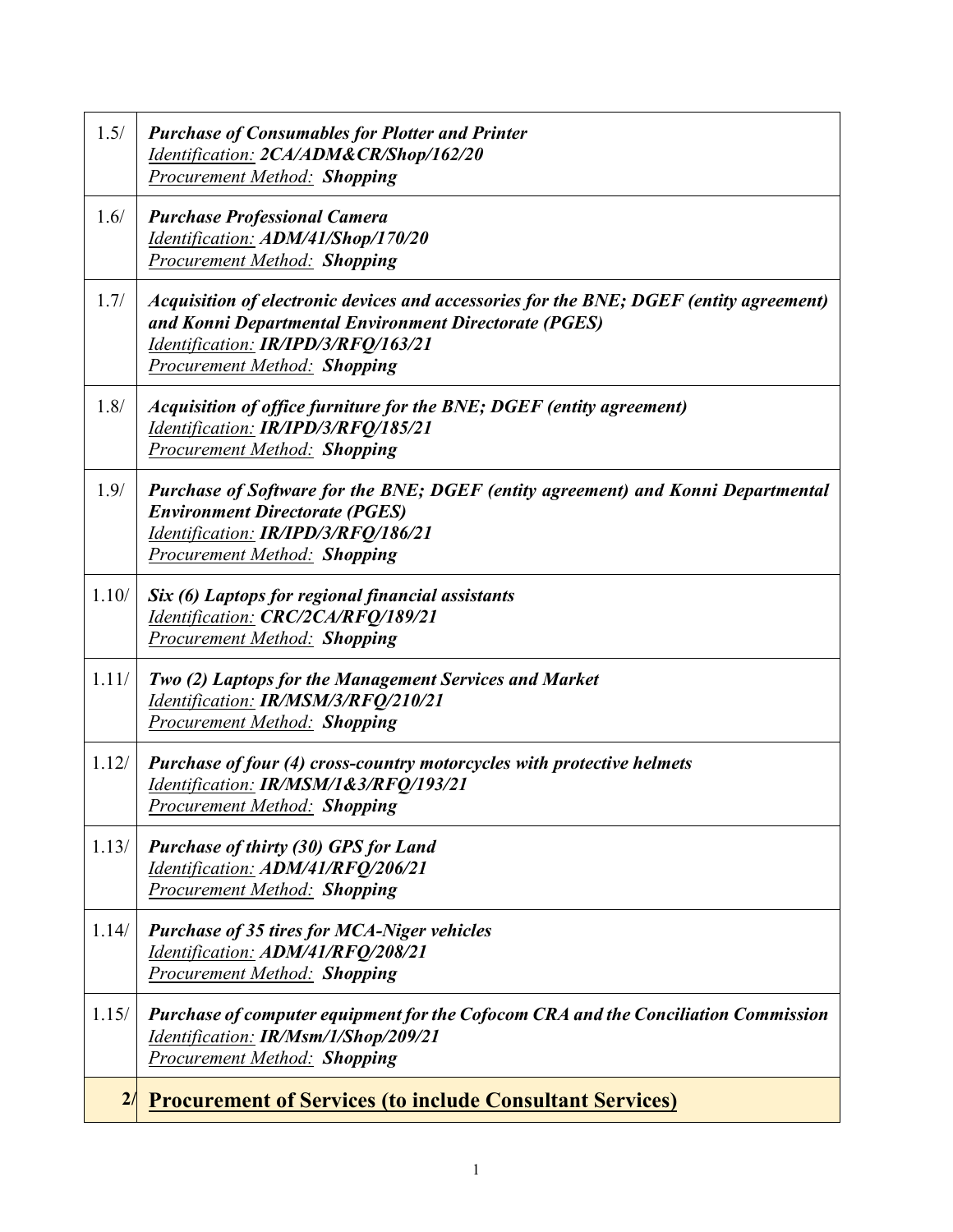| | |
|---|---|
| 1.5/ | ***Purchase of Consumables for Plotter and Printer***<br>*Identification:* ***2CA/ADM&CR/Shop/162/20***<br>*Procurement Method:* ***Shopping*** |
| 1.6/ | ***Purchase Professional Camera***<br>*Identification:* ***ADM/41/Shop/170/20***<br>*Procurement Method:* ***Shopping*** |
| 1.7/ | ***Acquisition of electronic devices and accessories for the BNE; DGEF (entity agreement) and Konni Departmental Environment Directorate (PGES)***<br>*Identification:* ***IR/IPD/3/RFQ/163/21***<br>*Procurement Method:* ***Shopping*** |
| 1.8/ | ***Acquisition of office furniture for the BNE; DGEF (entity agreement)***<br>*Identification:* ***IR/IPD/3/RFQ/185/21***<br>*Procurement Method:* ***Shopping*** |
| 1.9/ | ***Purchase of Software for the BNE; DGEF (entity agreement) and Konni Departmental Environment Directorate (PGES)***<br>*Identification:* ***IR/IPD/3/RFQ/186/21***<br>*Procurement Method:* ***Shopping*** |
| 1.10/ | ***Six (6) Laptops for regional financial assistants***<br>*Identification:* ***CRC/2CA/RFQ/189/21***<br>*Procurement Method:* ***Shopping*** |
| 1.11/ | ***Two (2) Laptops for the Management Services and Market***<br>*Identification:* ***IR/MSM/3/RFQ/210/21***<br>*Procurement Method:* ***Shopping*** |
| 1.12/ | ***Purchase of four (4) cross-country motorcycles with protective helmets***<br>*Identification:* ***IR/MSM/1&3/RFQ/193/21***<br>*Procurement Method:* ***Shopping*** |
| 1.13/ | ***Purchase of thirty (30) GPS for Land***<br>*Identification:* ***ADM/41/RFQ/206/21***<br>*Procurement Method:* ***Shopping*** |
| 1.14/ | ***Purchase of 35 tires for MCA-Niger vehicles***<br>*Identification:* ***ADM/41/RFQ/208/21***<br>*Procurement Method:* ***Shopping*** |
| 1.15/ | ***Purchase of computer equipment for the Cofocom CRA and the Conciliation Commission***<br>*Identification:* ***IR/Msm/1/Shop/209/21***<br>*Procurement Method:* ***Shopping*** |
| **2/** | **Procurement of Services (to include Consultant Services)** |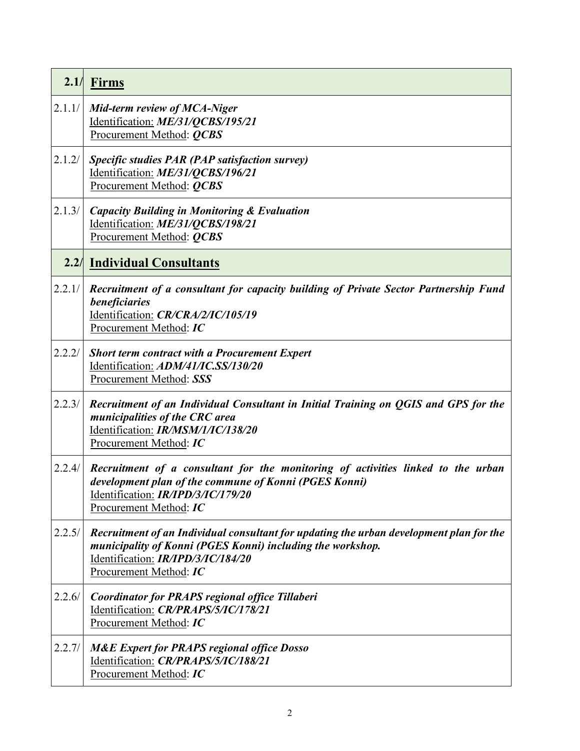| | |
|---|---|
| **2.1/** | **<u>Firms</u>** |
| 2.1.1/ | ***Mid-term review of MCA-Niger***<br><u>Identification:</u> ***ME/31/QCBS/195/21***<br><u>Procurement Method</u>: ***QCBS*** |
| 2.1.2/ | ***Specific studies PAR (PAP satisfaction survey)***<br><u>Identification:</u> ***ME/31/QCBS/196/21***<br><u>Procurement Method</u>: ***QCBS*** |
| 2.1.3/ | ***Capacity Building in Monitoring & Evaluation***<br><u>Identification:</u> ***ME/31/QCBS/198/21***<br><u>Procurement Method</u>: ***QCBS*** |
| **2.2/** | **<u>Individual Consultants</u>** |
| 2.2.1/ | ***Recruitment of a consultant for capacity building of Private Sector Partnership Fund beneficiaries***<br><u>Identification:</u> ***CR/CRA/2/IC/105/19***<br><u>Procurement Method</u>: ***IC*** |
| 2.2.2/ | ***Short term contract with a Procurement Expert***<br><u>Identification:</u> ***ADM/41/IC.SS/130/20***<br><u>Procurement Method</u>: ***SSS*** |
| 2.2.3/ | ***Recruitment of an Individual Consultant in Initial Training on QGIS and GPS for the municipalities of the CRC area***<br><u>Identification:</u> ***IR/MSM/1/IC/138/20***<br><u>Procurement Method</u>: ***IC*** |
| 2.2.4/ | ***Recruitment of a consultant for the monitoring of activities linked to the urban development plan of the commune of Konni (PGES Konni)***<br><u>Identification:</u> ***IR/IPD/3/IC/179/20***<br><u>Procurement Method</u>: ***IC*** |
| 2.2.5/ | ***Recruitment of an Individual consultant for updating the urban development plan for the municipality of Konni (PGES Konni) including the workshop.***<br><u>Identification:</u> ***IR/IPD/3/IC/184/20***<br><u>Procurement Method</u>: ***IC*** |
| 2.2.6/ | ***Coordinator for PRAPS regional office Tillaberi***<br><u>Identification:</u> ***CR/PRAPS/5/IC/178/21***<br><u>Procurement Method</u>: ***IC*** |
| 2.2.7/ | ***M&E Expert for PRAPS regional office Dosso***<br><u>Identification:</u> ***CR/PRAPS/5/IC/188/21***<br><u>Procurement Method</u>: ***IC*** |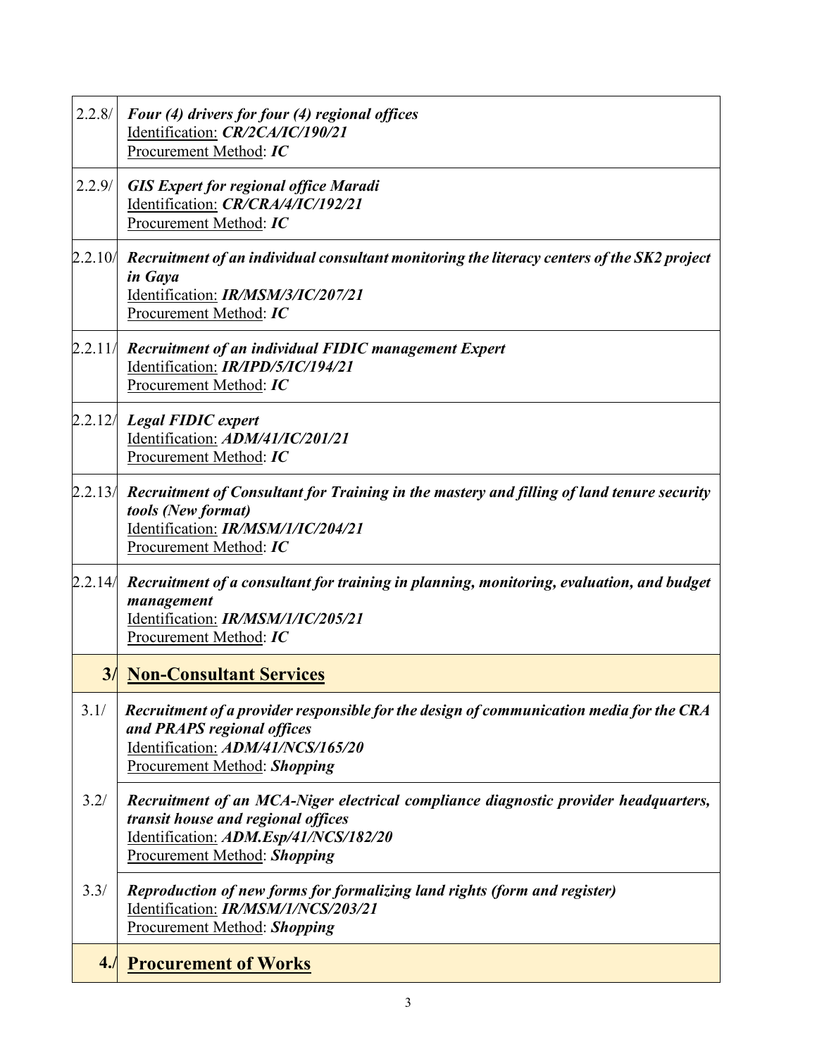| | |
|---|---|
| 2.2.8/ | ***Four (4) drivers for four (4) regional offices***<br>Identification: ***CR/2CA/IC/190/21***<br>Procurement Method: ***IC*** |
| 2.2.9/ | ***GIS Expert for regional office Maradi***<br>Identification: ***CR/CRA/4/IC/192/21***<br>Procurement Method: ***IC*** |
| 2.2.10/ | ***Recruitment of an individual consultant monitoring the literacy centers of the SK2 project in Gaya***<br>Identification: ***IR/MSM/3/IC/207/21***<br>Procurement Method: ***IC*** |
| 2.2.11/ | ***Recruitment of an individual FIDIC management Expert***<br>Identification: ***IR/IPD/5/IC/194/21***<br>Procurement Method: ***IC*** |
| 2.2.12/ | ***Legal FIDIC expert***<br>Identification: ***ADM/41/IC/201/21***<br>Procurement Method: ***IC*** |
| 2.2.13/ | ***Recruitment of Consultant for Training in the mastery and filling of land tenure security tools (New format)***<br>Identification: ***IR/MSM/1/IC/204/21***<br>Procurement Method: ***IC*** |
| 2.2.14/ | ***Recruitment of a consultant for training in planning, monitoring, evaluation, and budget management***<br>Identification: ***IR/MSM/1/IC/205/21***<br>Procurement Method: ***IC*** |
| **3/** | **Non-Consultant Services** |
| 3.1/ | ***Recruitment of a provider responsible for the design of communication media for the CRA and PRAPS regional offices***<br>Identification: ***ADM/41/NCS/165/20***<br>Procurement Method: ***Shopping*** |
| 3.2/ | ***Recruitment of an MCA-Niger electrical compliance diagnostic provider headquarters, transit house and regional offices***<br>Identification: ***ADM.Esp/41/NCS/182/20***<br>Procurement Method: ***Shopping*** |
| 3.3/ | ***Reproduction of new forms for formalizing land rights (form and register)***<br>Identification: ***IR/MSM/1/NCS/203/21***<br>Procurement Method: ***Shopping*** |
| **4./** | **Procurement of Works** |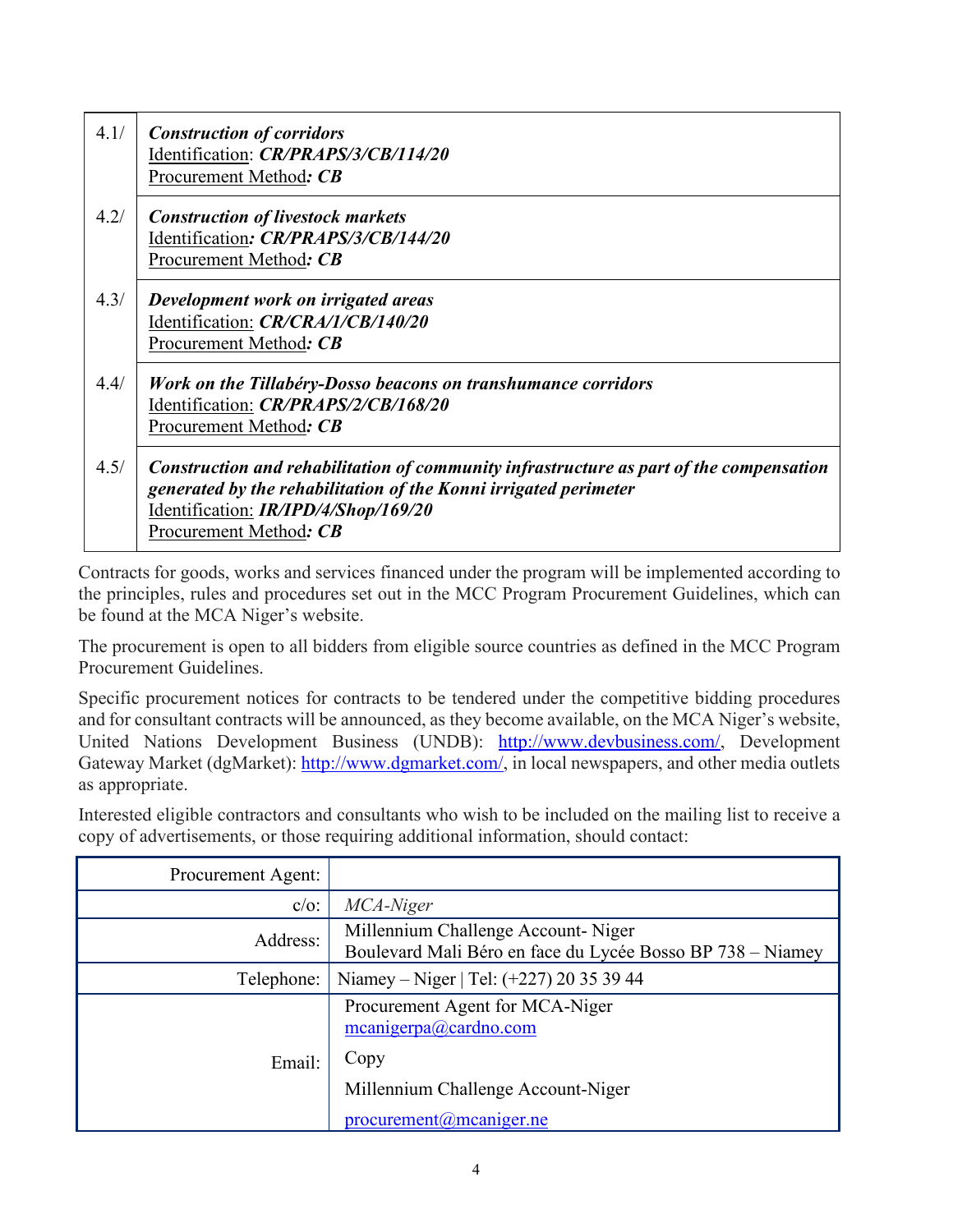| | |
|---|---|
| 4.1/ | ***Construction of corridors***<br>Identification: ***CR/PRAPS/3/CB/114/20***<br>Procurement Method***: CB*** |
| 4.2/ | ***Construction of livestock markets***<br>Identification***: CR/PRAPS/3/CB/144/20***<br>Procurement Method***: CB*** |
| 4.3/ | ***Development work on irrigated areas***<br>Identification: ***CR/CRA/1/CB/140/20***<br>Procurement Method***: CB*** |
| 4.4/ | ***Work on the Tillabéry-Dosso beacons on transhumance corridors***<br>Identification: ***CR/PRAPS/2/CB/168/20***<br>Procurement Method***: CB*** |
| 4.5/ | ***Construction and rehabilitation of community infrastructure as part of the compensation generated by the rehabilitation of the Konni irrigated perimeter***<br>Identification: ***IR/IPD/4/Shop/169/20***<br>Procurement Method***: CB*** |

Contracts for goods, works and services financed under the program will be implemented according to the principles, rules and procedures set out in the MCC Program Procurement Guidelines, which can be found at the MCA Niger's website.

The procurement is open to all bidders from eligible source countries as defined in the MCC Program Procurement Guidelines.

Specific procurement notices for contracts to be tendered under the competitive bidding procedures and for consultant contracts will be announced, as they become available, on the MCA Niger's website, United Nations Development Business (UNDB): http://www.devbusiness.com/, Development Gateway Market (dgMarket): http://www.dgmarket.com/, in local newspapers, and other media outlets as appropriate.

Interested eligible contractors and consultants who wish to be included on the mailing list to receive a copy of advertisements, or those requiring additional information, should contact:

| | |
|---|---|
| Procurement Agent: | |
| c/o: | *MCA-Niger* |
| Address: | Millennium Challenge Account- Niger<br>Boulevard Mali Béro en face du Lycée Bosso BP 738 – Niamey |
| Telephone: | Niamey – Niger \| Tel: (+227) 20 35 39 44 |
| Email: | Procurement Agent for MCA-Niger<br>mcanigerpa@cardno.com<br>Copy<br>Millennium Challenge Account-Niger<br>procurement@mcaniger.ne |